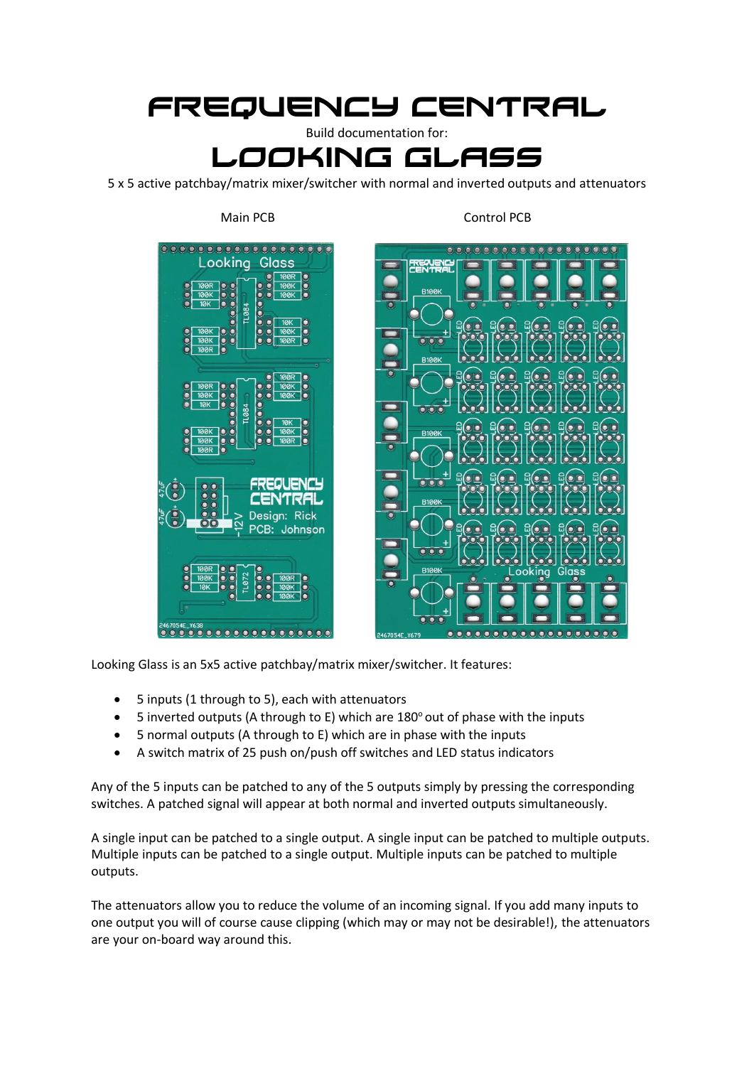# FREQUENCY CENTRAL

Build documentation for:

# LOOKING GLASS

5 x 5 active patchbay/matrix mixer/switcher with normal and inverted outputs and attenuators

Main PCB

Control PCB

Looking Glass is an 5x5 active patchbay/matrix mixer/switcher. It features:

- 5 inputs (1 through to 5), each with attenuators
- 5 inverted outputs (A through to E) which are 180° out of phase with the inputs
- 5 normal outputs (A through to E) which are in phase with the inputs
- A switch matrix of 25 push on/push off switches and LED status indicators

Any of the 5 inputs can be patched to any of the 5 outputs simply by pressing the corresponding switches. A patched signal will appear at both normal and inverted outputs simultaneously.

A single input can be patched to a single output. A single input can be patched to multiple outputs. Multiple inputs can be patched to a single output. Multiple inputs can be patched to multiple outputs.

The attenuators allow you to reduce the volume of an incoming signal. If you add many inputs to one output you will of course cause clipping (which may or may not be desirable!), the attenuators are your on-board way around this.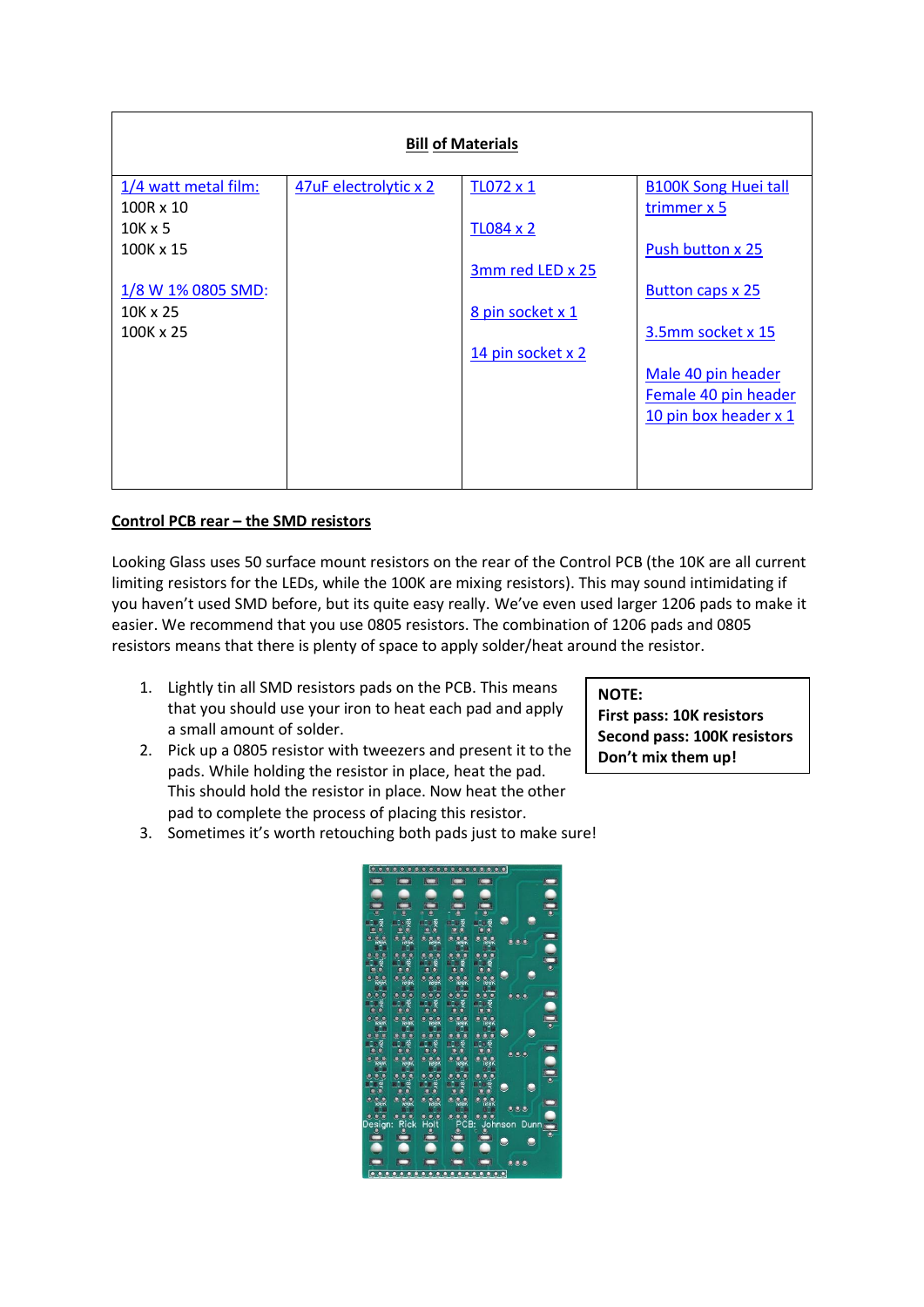| **Bill of Materials** | | | |
|---|---|---|---|
| 1/4 watt metal film:<br>100R x 10<br>10K x 5<br>100K x 15<br><br>1/8 W 1% 0805 SMD:<br>10K x 25<br>100K x 25 | 47uF electrolytic x 2 | TL072 x 1<br><br>TL084 x 2<br><br>3mm red LED x 25<br><br>8 pin socket x 1<br><br>14 pin socket x 2 | B100K Song Huei tall trimmer x 5<br><br>Push button x 25<br><br>Button caps x 25<br><br>3.5mm socket x 15<br><br>Male 40 pin header<br>Female 40 pin header<br>10 pin box header x 1 |

**Control PCB rear – the SMD resistors**

Looking Glass uses 50 surface mount resistors on the rear of the Control PCB (the 10K are all current limiting resistors for the LEDs, while the 100K are mixing resistors). This may sound intimidating if you haven't used SMD before, but its quite easy really. We've even used larger 1206 pads to make it easier. We recommend that you use 0805 resistors. The combination of 1206 pads and 0805 resistors means that there is plenty of space to apply solder/heat around the resistor.

1. Lightly tin all SMD resistors pads on the PCB. This means that you should use your iron to heat each pad and apply a small amount of solder.
2. Pick up a 0805 resistor with tweezers and present it to the pads. While holding the resistor in place, heat the pad. This should hold the resistor in place. Now heat the other pad to complete the process of placing this resistor.
3. Sometimes it's worth retouching both pads just to make sure!

**NOTE:**
**First pass: 10K resistors**
**Second pass: 100K resistors**
**Don't mix them up!**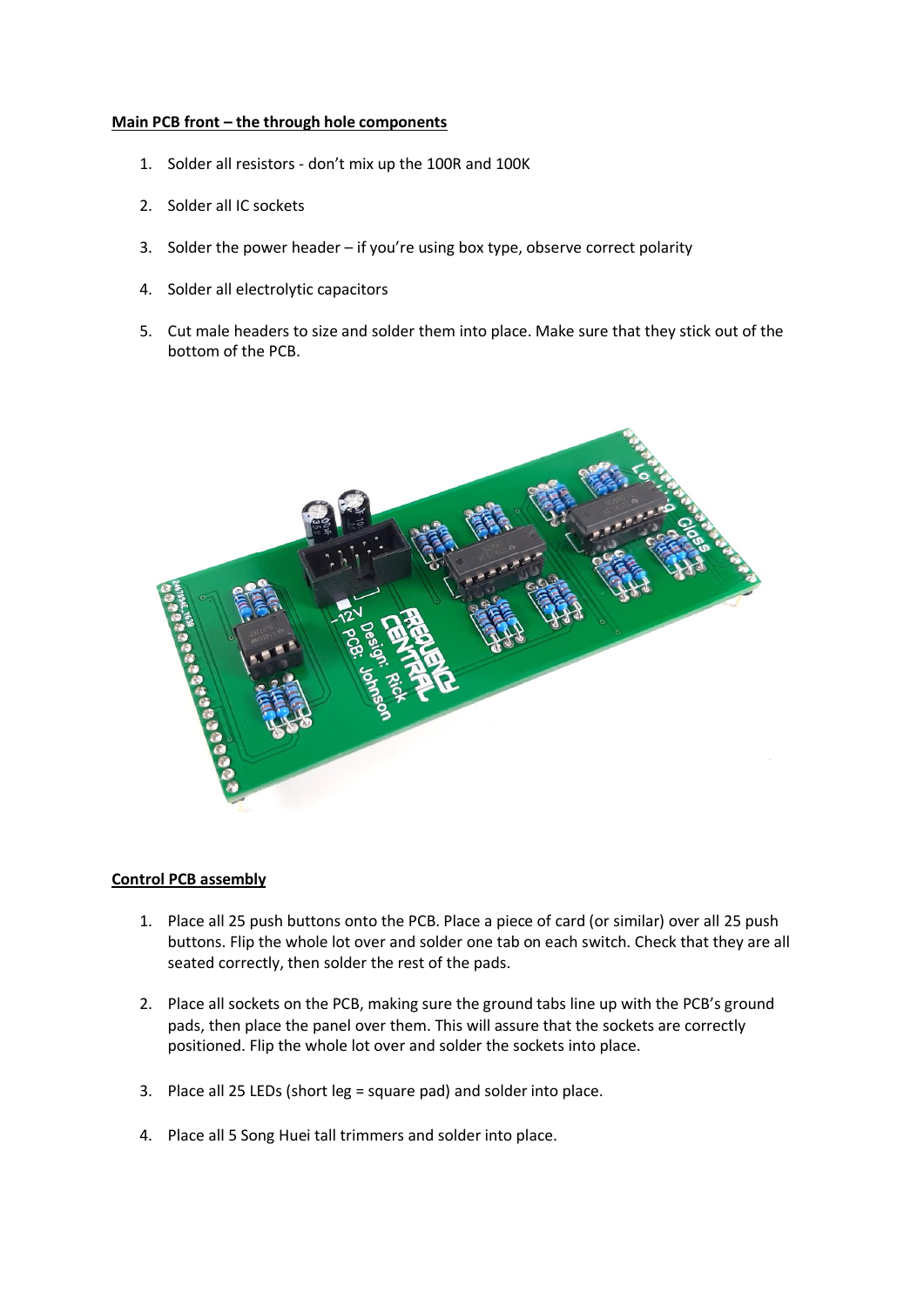**Main PCB front – the through hole components**

1. Solder all resistors - don't mix up the 100R and 100K
2. Solder all IC sockets
3. Solder the power header – if you're using box type, observe correct polarity
4. Solder all electrolytic capacitors
5. Cut male headers to size and solder them into place. Make sure that they stick out of the bottom of the PCB.

**Control PCB assembly**

1. Place all 25 push buttons onto the PCB. Place a piece of card (or similar) over all 25 push buttons. Flip the whole lot over and solder one tab on each switch. Check that they are all seated correctly, then solder the rest of the pads.
2. Place all sockets on the PCB, making sure the ground tabs line up with the PCB's ground pads, then place the panel over them. This will assure that the sockets are correctly positioned. Flip the whole lot over and solder the sockets into place.
3. Place all 25 LEDs (short leg = square pad) and solder into place.
4. Place all 5 Song Huei tall trimmers and solder into place.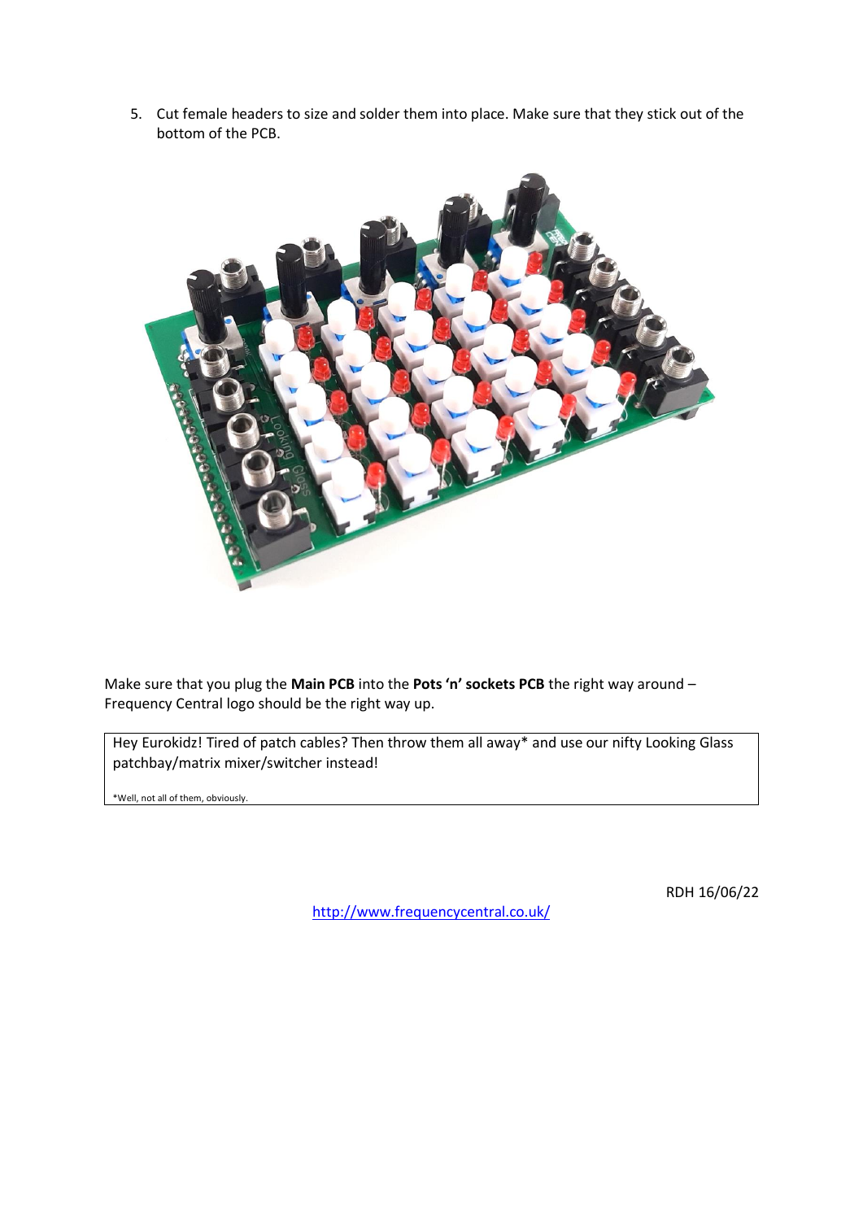5. Cut female headers to size and solder them into place. Make sure that they stick out of the bottom of the PCB.

Make sure that you plug the **Main PCB** into the **Pots 'n' sockets PCB** the right way around – Frequency Central logo should be the right way up.

Hey Eurokidz! Tired of patch cables? Then throw them all away* and use our nifty Looking Glass patchbay/matrix mixer/switcher instead!

*Well, not all of them, obviously.

RDH 16/06/22

http://www.frequencycentral.co.uk/